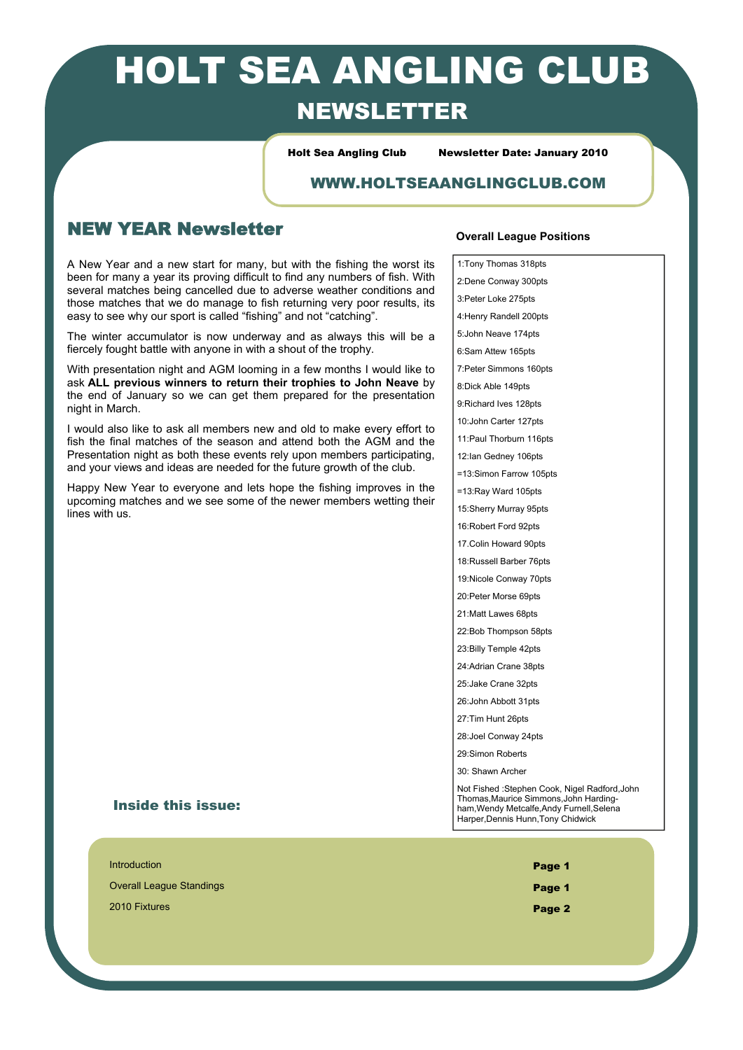# HOLT SEA ANGLING CLUB

## NEWSLETTER

**Holt Sea Angling Club** **Newsletter Date: January 2010**

**WWW.HOLTSEAANGLINGCLUB.COM**

## NEW YEAR Newsletter

A New Year and a new start for many, but with the fishing the worst its been for many a year its proving difficult to find any numbers of fish. With several matches being cancelled due to adverse weather conditions and those matches that we do manage to fish returning very poor results, its easy to see why our sport is called "fishing" and not "catching".

The winter accumulator is now underway and as always this will be a fiercely fought battle with anyone in with a shout of the trophy.

With presentation night and AGM looming in a few months I would like to ask **ALL previous winners to return their trophies to John Neave** by the end of January so we can get them prepared for the presentation night in March.

I would also like to ask all members new and old to make every effort to fish the final matches of the season and attend both the AGM and the Presentation night as both these events rely upon members participating, and your views and ideas are needed for the future growth of the club.

Happy New Year to everyone and lets hope the fishing improves in the upcoming matches and we see some of the newer members wetting their lines with us.

### Overall League Positions

1:Tony Thomas 318pts
2:Dene Conway 300pts
3:Peter Loke 275pts
4:Henry Randell 200pts
5:John Neave 174pts
6:Sam Attew 165pts
7:Peter Simmons 160pts
8:Dick Able 149pts
9:Richard Ives 128pts
10:John Carter 127pts
11:Paul Thorburn 116pts
12:Ian Gedney 106pts
=13:Simon Farrow 105pts
=13:Ray Ward 105pts
15:Sherry Murray 95pts
16:Robert Ford 92pts
17.Colin Howard 90pts
18:Russell Barber 76pts
19:Nicole Conway 70pts
20:Peter Morse 69pts
21:Matt Lawes 68pts
22:Bob Thompson 58pts
23:Billy Temple 42pts
24:Adrian Crane 38pts
25:Jake Crane 32pts
26:John Abbott 31pts
27:Tim Hunt 26pts
28:Joel Conway 24pts
29:Simon Roberts
30: Shawn Archer

Not Fished :Stephen Cook, Nigel Radford,John Thomas,Maurice Simmons,John Harding-ham,Wendy Metcalfe,Andy Furnell,Selena Harper,Dennis Hunn,Tony Chidwick

### Inside this issue:

| | |
|---|---|
| Introduction | **Page 1** |
| Overall League Standings | **Page 1** |
| 2010 Fixtures | **Page 2** |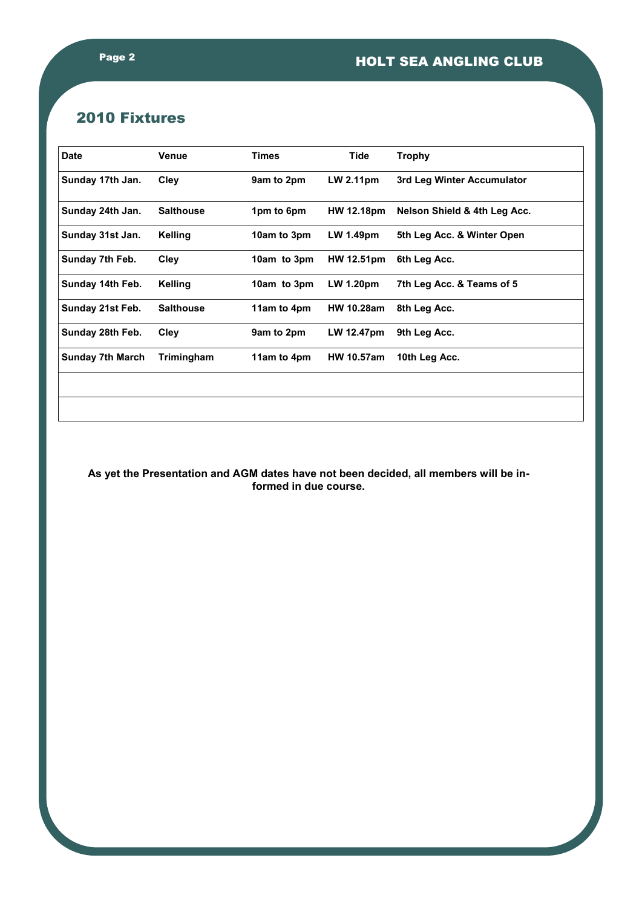## 2010 Fixtures

| Date | Venue | Times | Tide | Trophy |
|---|---|---|---|---|
| Sunday 17th Jan. | Cley | 9am to 2pm | LW 2.11pm | 3rd Leg Winter Accumulator |
| Sunday 24th Jan. | Salthouse | 1pm to 6pm | HW 12.18pm | Nelson Shield & 4th Leg Acc. |
| Sunday 31st Jan. | Kelling | 10am to 3pm | LW 1.49pm | 5th Leg Acc. & Winter Open |
| Sunday 7th Feb. | Cley | 10am to 3pm | HW 12.51pm | 6th Leg Acc. |
| Sunday 14th Feb. | Kelling | 10am to 3pm | LW 1.20pm | 7th Leg Acc. & Teams of 5 |
| Sunday 21st Feb. | Salthouse | 11am to 4pm | HW 10.28am | 8th Leg Acc. |
| Sunday 28th Feb. | Cley | 9am to 2pm | LW 12.47pm | 9th Leg Acc. |
| Sunday 7th March | Trimingham | 11am to 4pm | HW 10.57am | 10th Leg Acc. |
| | | | | |
| | | | | |

**As yet the Presentation and AGM dates have not been decided, all members will be informed in due course.**